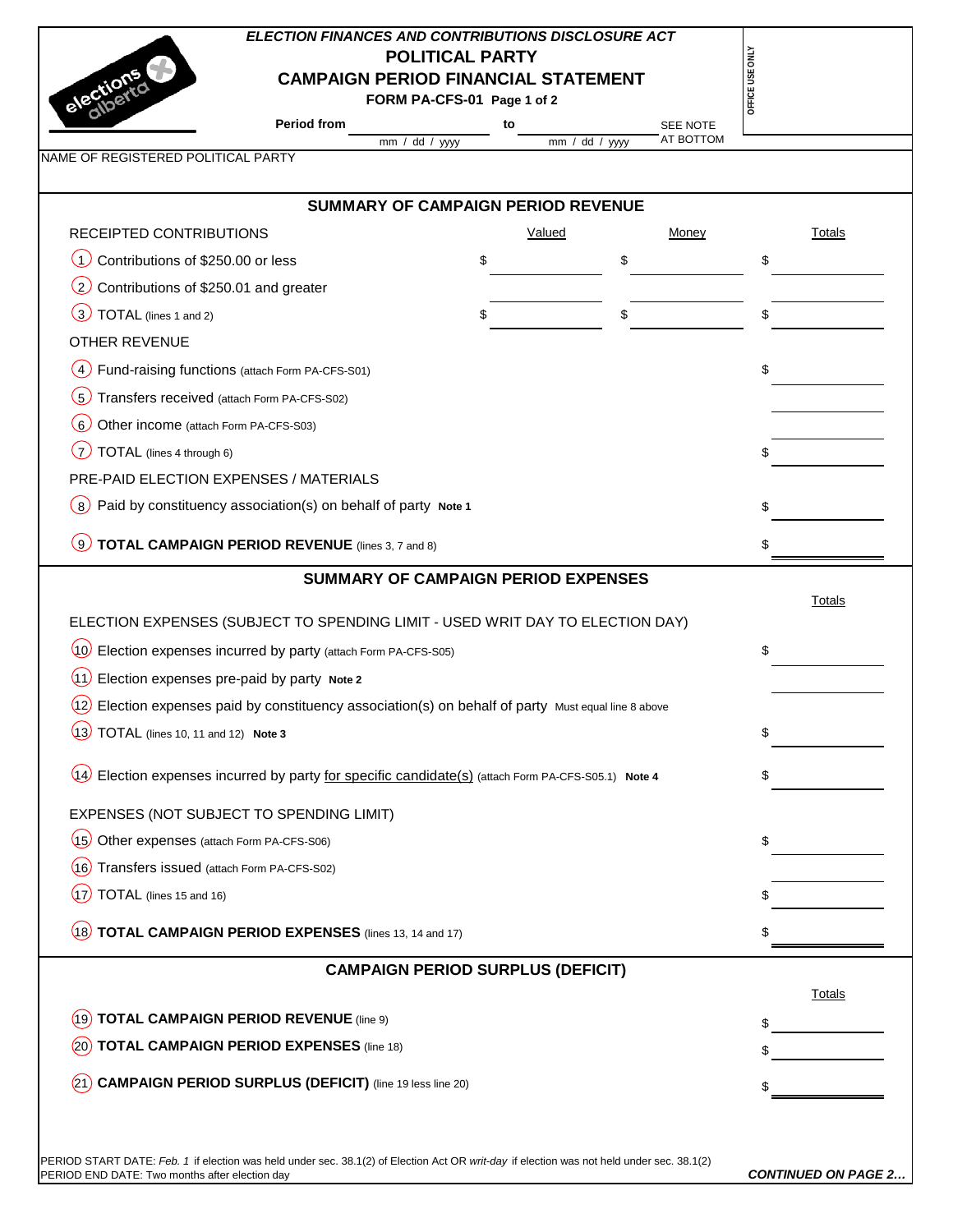*ELECTION FINANCES AND CONTRIBUTIONS DISCLOSURE ACT*

# POLITICAL PARTY
# CAMPAIGN PERIOD FINANCIAL STATEMENT

**FORM PA-CFS-01**

**Period from** ______ (mm / dd / yyyy) **to** ______ (mm / dd / yyyy) SEE NOTE AT BOTTOM

OFFICE USE ONLY

NAME OF REGISTERED POLITICAL PARTY

## SUMMARY OF CAMPAIGN PERIOD REVENUE

| RECEIPTED CONTRIBUTIONS | Valued | Money | Totals |
|---|---|---|---|
| 1 Contributions of $250.00 or less | $ | $ | $ |
| 2 Contributions of $250.01 and greater | | | |
| 3 TOTAL (lines 1 and 2) | $ | $ | $ |
| **OTHER REVENUE** | | | |
| 4 Fund-raising functions (attach Form PA-CFS-S01) | | | $ |
| 5 Transfers received (attach Form PA-CFS-S02) | | | |
| 6 Other income (attach Form PA-CFS-S03) | | | |
| 7 TOTAL (lines 4 through 6) | | | $ |
| **PRE-PAID ELECTION EXPENSES / MATERIALS** | | | |
| 8 Paid by constituency association(s) on behalf of party **Note 1** | | | $ |
| 9 **TOTAL CAMPAIGN PERIOD REVENUE** (lines 3, 7 and 8) | | | $ |

## SUMMARY OF CAMPAIGN PERIOD EXPENSES

| | Totals |
|---|---|
| **ELECTION EXPENSES (SUBJECT TO SPENDING LIMIT - USED WRIT DAY TO ELECTION DAY)** | |
| 10 Election expenses incurred by party (attach Form PA-CFS-S05) | $ |
| 11 Election expenses pre-paid by party **Note 2** | |
| 12 Election expenses paid by constituency association(s) on behalf of party Must equal line 8 above | |
| 13 TOTAL (lines 10, 11 and 12) **Note 3** | $ |
| 14 Election expenses incurred by party for specific candidate(s) (attach Form PA-CFS-S05.1) **Note 4** | $ |
| **EXPENSES (NOT SUBJECT TO SPENDING LIMIT)** | |
| 15 Other expenses (attach Form PA-CFS-S06) | $ |
| 16 Transfers issued (attach Form PA-CFS-S02) | |
| 17 TOTAL (lines 15 and 16) | $ |
| 18 **TOTAL CAMPAIGN PERIOD EXPENSES** (lines 13, 14 and 17) | $ |

## CAMPAIGN PERIOD SURPLUS (DEFICIT)

| | Totals |
|---|---|
| 19 **TOTAL CAMPAIGN PERIOD REVENUE** (line 9) | $ |
| 20 **TOTAL CAMPAIGN PERIOD EXPENSES** (line 18) | $ |
| 21 **CAMPAIGN PERIOD SURPLUS (DEFICIT)** (line 19 less line 20) | $ |

PERIOD START DATE: *Feb. 1* if election was held under sec. 38.1(2) of Election Act OR *writ-day* if election was not held under sec. 38.1(2)
PERIOD END DATE: Two months after election day

***CONTINUED ON PAGE 2…***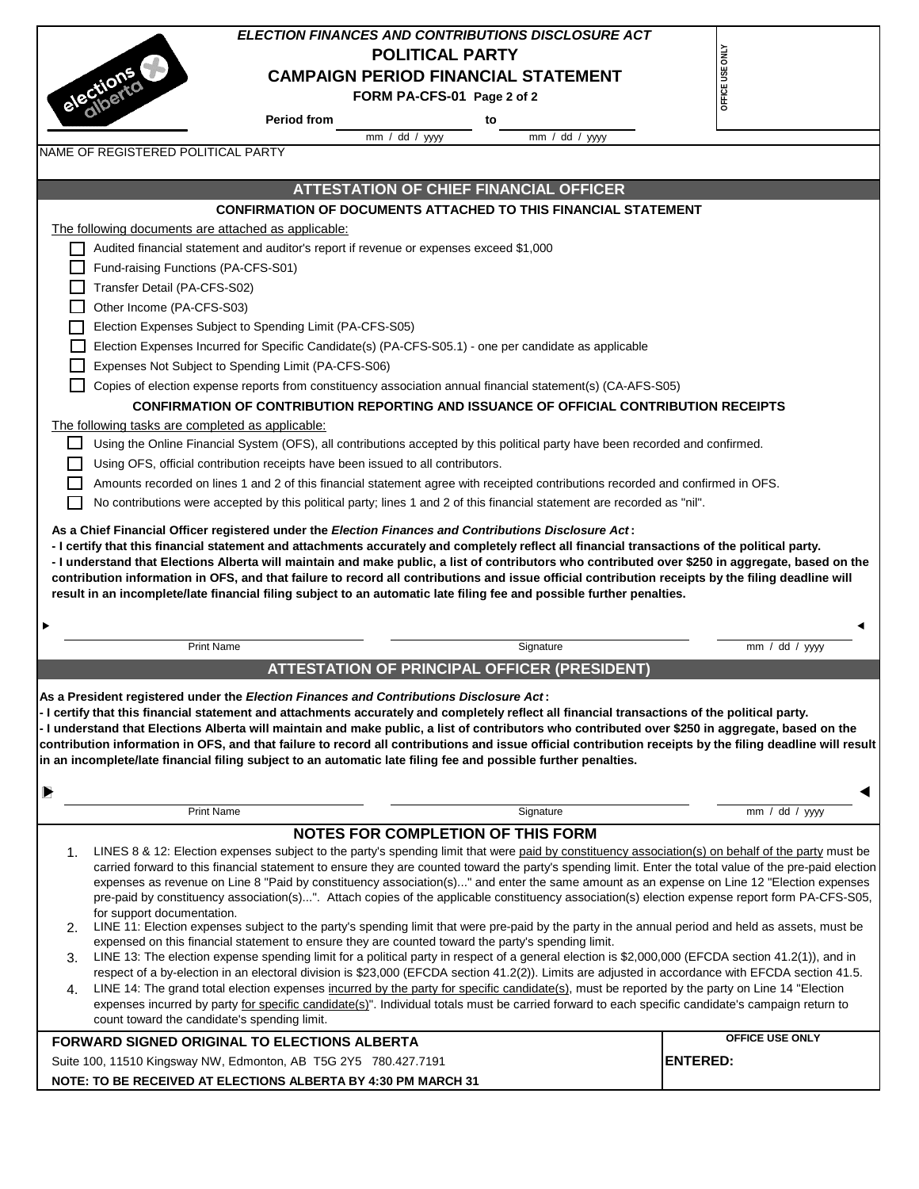*ELECTION FINANCES AND CONTRIBUTIONS DISCLOSURE ACT*

# POLITICAL PARTY
# CAMPAIGN PERIOD FINANCIAL STATEMENT

**FORM PA-CFS-01 Page 2 of 2**

OFFICE USE ONLY

**Period from** ______________ (mm / dd / yyyy) **to** ______________ (mm / dd / yyyy)

NAME OF REGISTERED POLITICAL PARTY

## ATTESTATION OF CHIEF FINANCIAL OFFICER

### CONFIRMATION OF DOCUMENTS ATTACHED TO THIS FINANCIAL STATEMENT

The following documents are attached as applicable:

- ☐ Audited financial statement and auditor's report if revenue or expenses exceed $1,000
- ☐ Fund-raising Functions (PA-CFS-S01)
- ☐ Transfer Detail (PA-CFS-S02)
- ☐ Other Income (PA-CFS-S03)
- ☐ Election Expenses Subject to Spending Limit (PA-CFS-S05)
- ☐ Election Expenses Incurred for Specific Candidate(s) (PA-CFS-S05.1) - one per candidate as applicable
- ☐ Expenses Not Subject to Spending Limit (PA-CFS-S06)
- ☐ Copies of election expense reports from constituency association annual financial statement(s) (CA-AFS-S05)

### CONFIRMATION OF CONTRIBUTION REPORTING AND ISSUANCE OF OFFICIAL CONTRIBUTION RECEIPTS

The following tasks are completed as applicable:

- ☐ Using the Online Financial System (OFS), all contributions accepted by this political party have been recorded and confirmed.
- ☐ Using OFS, official contribution receipts have been issued to all contributors.
- ☐ Amounts recorded on lines 1 and 2 of this financial statement agree with receipted contributions recorded and confirmed in OFS.
- ☐ No contributions were accepted by this political party; lines 1 and 2 of this financial statement are recorded as "nil".

**As a Chief Financial Officer registered under the *Election Finances and Contributions Disclosure Act*:**
**- I certify that this financial statement and attachments accurately and completely reflect all financial transactions of the political party.**
**- I understand that Elections Alberta will maintain and make public, a list of contributors who contributed over $250 in aggregate, based on the contribution information in OFS, and that failure to record all contributions and issue official contribution receipts by the filing deadline will result in an incomplete/late financial filing subject to an automatic late filing fee and possible further penalties.**

| Print Name | Signature | mm / dd / yyyy |
|---|---|---|
| | | |

## ATTESTATION OF PRINCIPAL OFFICER (PRESIDENT)

**As a President registered under the *Election Finances and Contributions Disclosure Act*:**
**- I certify that this financial statement and attachments accurately and completely reflect all financial transactions of the political party.**
**- I understand that Elections Alberta will maintain and make public, a list of contributors who contributed over $250 in aggregate, based on the contribution information in OFS, and that failure to record all contributions and issue official contribution receipts by the filing deadline will result in an incomplete/late financial filing subject to an automatic late filing fee and possible further penalties.**

| Print Name | Signature | mm / dd / yyyy |
|---|---|---|
| | | |

## NOTES FOR COMPLETION OF THIS FORM

1. LINES 8 & 12: Election expenses subject to the party's spending limit that were paid by constituency association(s) on behalf of the party must be carried forward to this financial statement to ensure they are counted toward the party's spending limit. Enter the total value of the pre-paid election expenses as revenue on Line 8 "Paid by constituency association(s)..." and enter the same amount as an expense on Line 12 "Election expenses pre-paid by constituency association(s)...". Attach copies of the applicable constituency association(s) election expense report form PA-CFS-S05, for support documentation.
2. LINE 11: Election expenses subject to the party's spending limit that were pre-paid by the party in the annual period and held as assets, must be expensed on this financial statement to ensure they are counted toward the party's spending limit.
3. LINE 13: The election expense spending limit for a political party in respect of a general election is $2,000,000 (EFCDA section 41.2(1)), and in respect of a by-election in an electoral division is $23,000 (EFCDA section 41.2(2)). Limits are adjusted in accordance with EFCDA section 41.5.
4. LINE 14: The grand total election expenses incurred by the party for specific candidate(s), must be reported by the party on Line 14 "Election expenses incurred by party for specific candidate(s)". Individual totals must be carried forward to each specific candidate's campaign return to count toward the candidate's spending limit.

**FORWARD SIGNED ORIGINAL TO ELECTIONS ALBERTA**
Suite 100, 11510 Kingsway NW, Edmonton, AB T5G 2Y5 780.427.7191
**NOTE: TO BE RECEIVED AT ELECTIONS ALBERTA BY 4:30 PM MARCH 31**

**OFFICE USE ONLY**
**ENTERED:**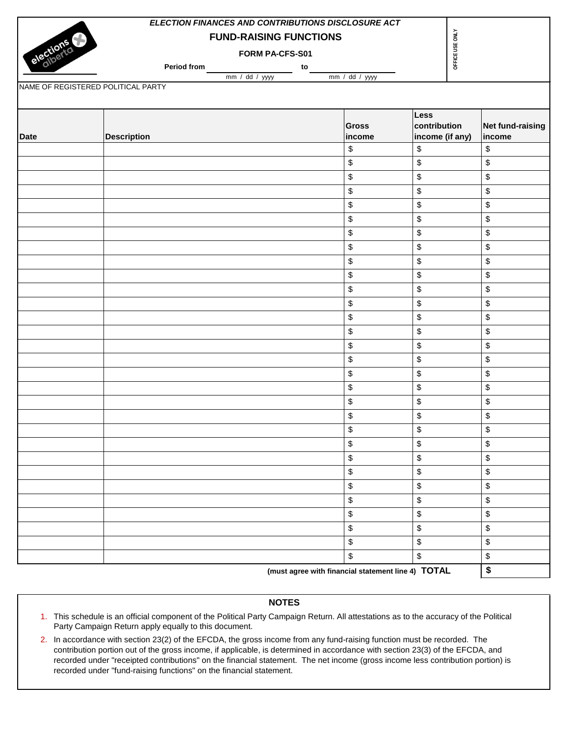*ELECTION FINANCES AND CONTRIBUTIONS DISCLOSURE ACT*

# FUND-RAISING FUNCTIONS

**FORM PA-CFS-S01**

**Period from** ____________ **to** ____________
mm / dd / yyyy mm / dd / yyyy

OFFICE USE ONLY

NAME OF REGISTERED POLITICAL PARTY

| Date | Description | Gross income | Less contribution income (if any) | Net fund-raising income |
|---|---|---|---|---|
| | | $ | $ | $ |
| | | $ | $ | $ |
| | | $ | $ | $ |
| | | $ | $ | $ |
| | | $ | $ | $ |
| | | $ | $ | $ |
| | | $ | $ | $ |
| | | $ | $ | $ |
| | | $ | $ | $ |
| | | $ | $ | $ |
| | | $ | $ | $ |
| | | $ | $ | $ |
| | | $ | $ | $ |
| | | $ | $ | $ |
| | | $ | $ | $ |
| | | $ | $ | $ |
| | | $ | $ | $ |
| | | $ | $ | $ |
| | | $ | $ | $ |
| | | $ | $ | $ |
| | | $ | $ | $ |
| | | $ | $ | $ |
| | | $ | $ | $ |
| | | $ | $ | $ |
| | | $ | $ | $ |
| | | $ | $ | $ |
| | | $ | $ | $ |
| | | $ | $ | $ |
| | | $ | $ | $ |
| | | | **(must agree with financial statement line 4) TOTAL** | **$** |

## NOTES

1. This schedule is an official component of the Political Party Campaign Return. All attestations as to the accuracy of the Political Party Campaign Return apply equally to this document.
2. In accordance with section 23(2) of the EFCDA, the gross income from any fund-raising function must be recorded. The contribution portion out of the gross income, if applicable, is determined in accordance with section 23(3) of the EFCDA, and recorded under "receipted contributions" on the financial statement. The net income (gross income less contribution portion) is recorded under "fund-raising functions" on the financial statement.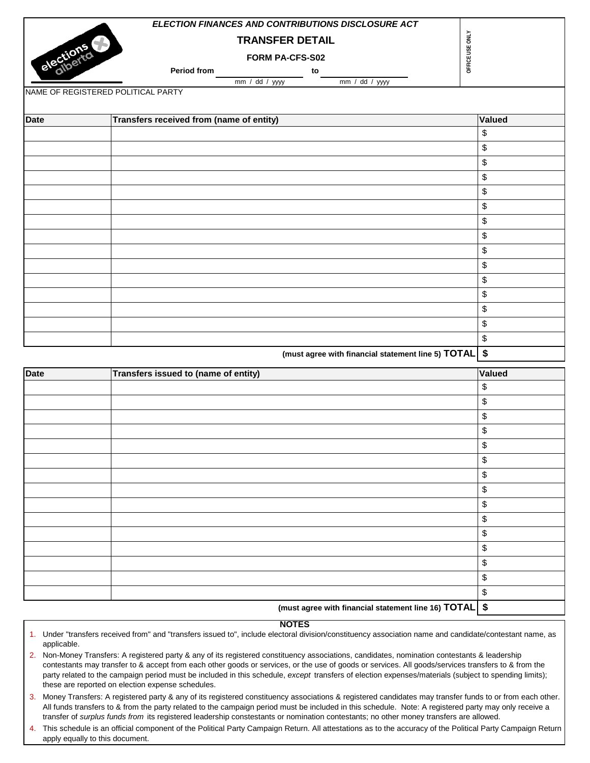*ELECTION FINANCES AND CONTRIBUTIONS DISCLOSURE ACT*

# TRANSFER DETAIL

**FORM PA-CFS-S02**

**Period from** ____________ **to** ____________
mm / dd / yyyy          mm / dd / yyyy

OFFICE USE ONLY

NAME OF REGISTERED POLITICAL PARTY

| Date | Transfers received from (name of entity) | Valued |
|---|---|---|
| | | $ |
| | | $ |
| | | $ |
| | | $ |
| | | $ |
| | | $ |
| | | $ |
| | | $ |
| | | $ |
| | | $ |
| | | $ |
| | | $ |
| | | $ |
| | | $ |
| | | $ |
| | **(must agree with financial statement line 5) TOTAL** | **$** |

| Date | Transfers issued to (name of entity) | Valued |
|---|---|---|
| | | $ |
| | | $ |
| | | $ |
| | | $ |
| | | $ |
| | | $ |
| | | $ |
| | | $ |
| | | $ |
| | | $ |
| | | $ |
| | | $ |
| | | $ |
| | | $ |
| | | $ |
| | **(must agree with financial statement line 16) TOTAL** | **$** |

**NOTES**

1. Under "transfers received from" and "transfers issued to", include electoral division/constituency association name and candidate/contestant name, as applicable.
2. Non-Money Transfers: A registered party & any of its registered constituency associations, candidates, nomination contestants & leadership contestants may transfer to & accept from each other goods or services, or the use of goods or services. All goods/services transfers to & from the party related to the campaign period must be included in this schedule, *except* transfers of election expenses/materials (subject to spending limits); these are reported on election expense schedules.
3. Money Transfers: A registered party & any of its registered constituency associations & registered candidates may transfer funds to or from each other. All funds transfers to & from the party related to the campaign period must be included in this schedule. Note: A registered party may only receive a transfer of *surplus funds from* its registered leadership constestants or nomination contestants; no other money transfers are allowed.
4. This schedule is an official component of the Political Party Campaign Return. All attestations as to the accuracy of the Political Party Campaign Return apply equally to this document.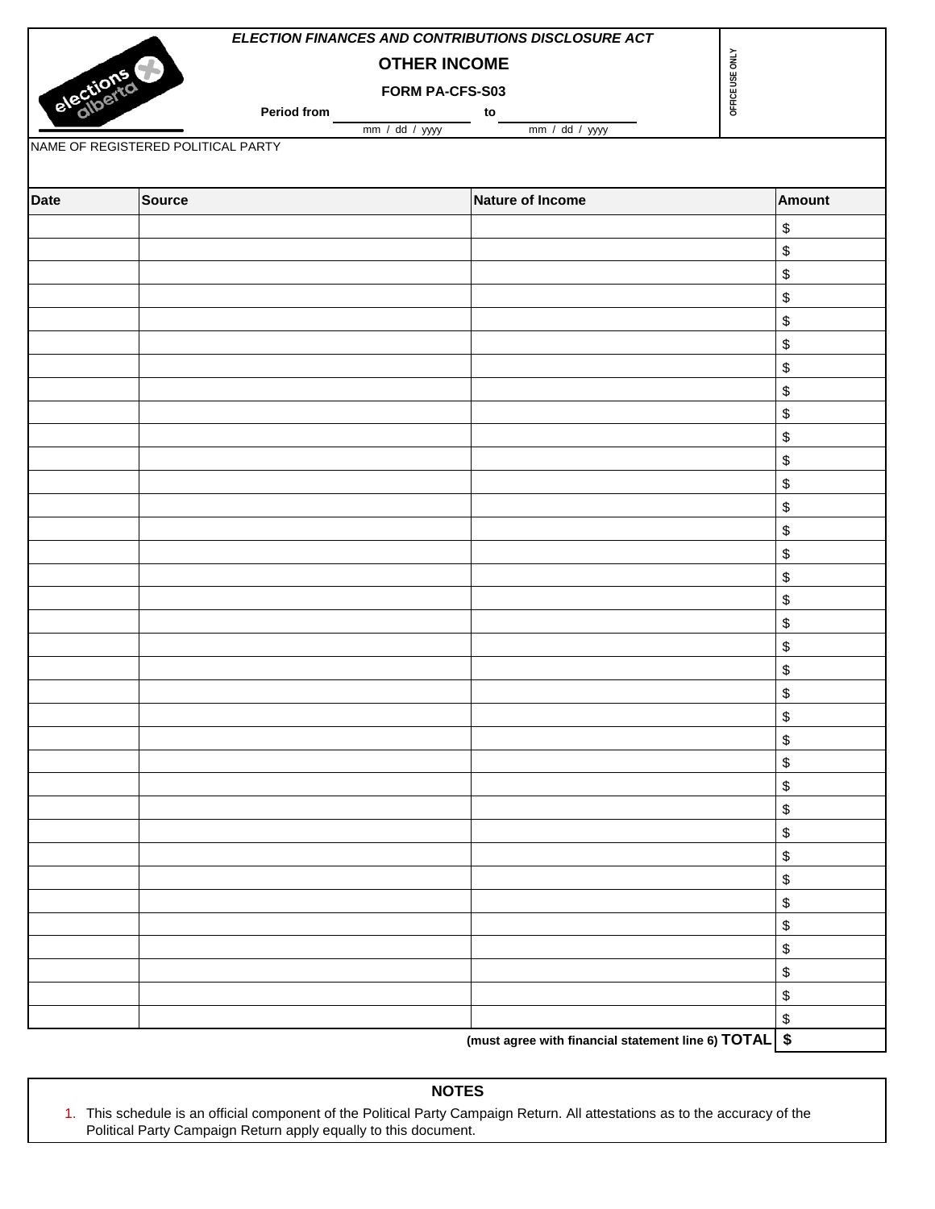*ELECTION FINANCES AND CONTRIBUTIONS DISCLOSURE ACT*

# OTHER INCOME

**FORM PA-CFS-S03**

**Period from** ______________ **to** ______________
mm / dd / yyyy mm / dd / yyyy

OFFICE USE ONLY

NAME OF REGISTERED POLITICAL PARTY

| Date | Source | Nature of Income | Amount |
|---|---|---|---|
| | | | $ |
| | | | $ |
| | | | $ |
| | | | $ |
| | | | $ |
| | | | $ |
| | | | $ |
| | | | $ |
| | | | $ |
| | | | $ |
| | | | $ |
| | | | $ |
| | | | $ |
| | | | $ |
| | | | $ |
| | | | $ |
| | | | $ |
| | | | $ |
| | | | $ |
| | | | $ |
| | | | $ |
| | | | $ |
| | | | $ |
| | | | $ |
| | | | $ |
| | | | $ |
| | | | $ |
| | | | $ |
| | | | $ |
| | | | $ |
| | | | $ |
| | | | $ |
| | | | $ |
| | | | $ |
| | | | $ |
| | | **(must agree with financial statement line 6) TOTAL** | **$** |

## NOTES

1. This schedule is an official component of the Political Party Campaign Return. All attestations as to the accuracy of the Political Party Campaign Return apply equally to this document.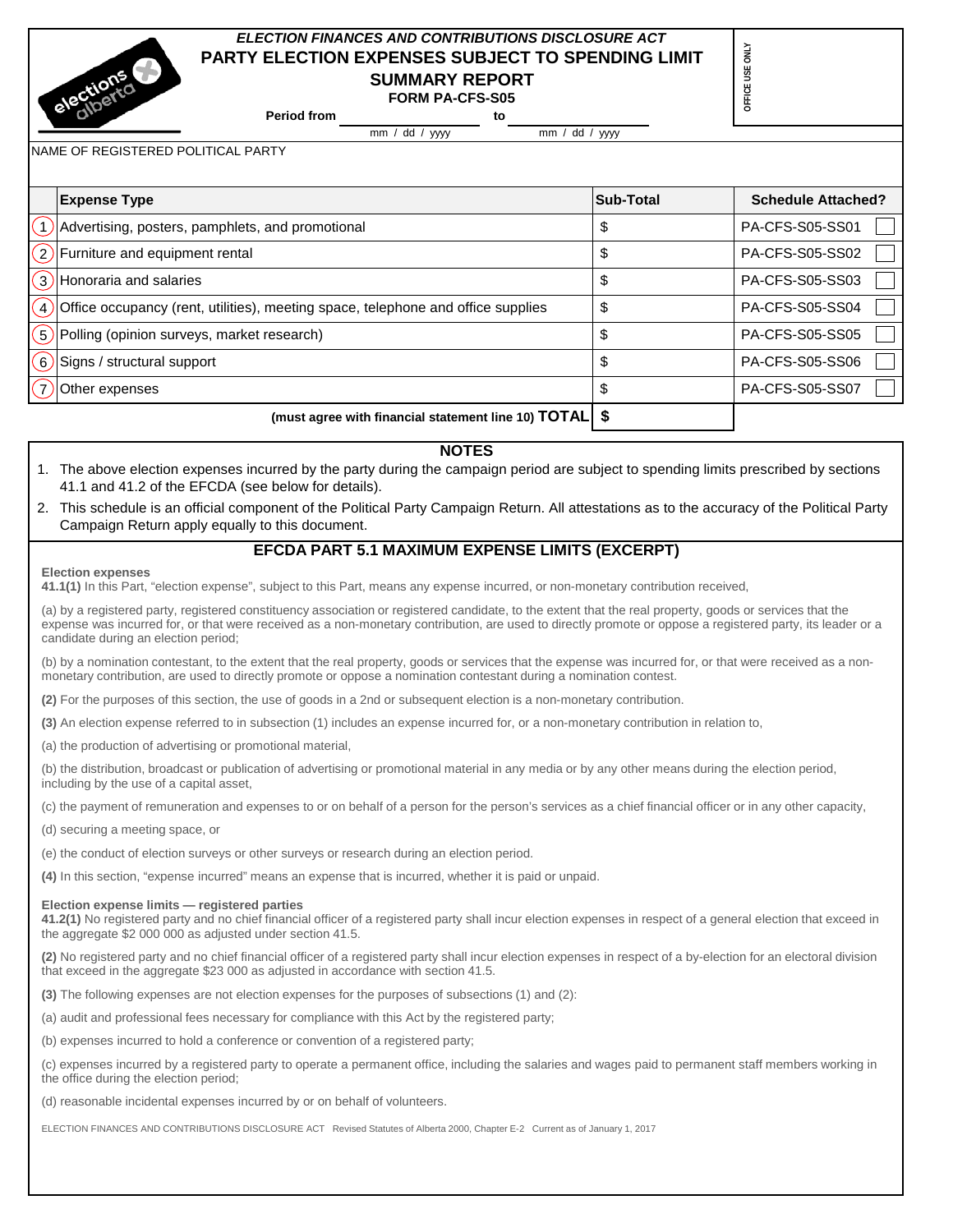*ELECTION FINANCES AND CONTRIBUTIONS DISCLOSURE ACT*

# PARTY ELECTION EXPENSES SUBJECT TO SPENDING LIMIT

## SUMMARY REPORT

**FORM PA-CFS-S05**

OFFICE USE ONLY

**Period from** ______________ **to** ______________
mm / dd / yyyy mm / dd / yyyy

NAME OF REGISTERED POLITICAL PARTY

| | Expense Type | Sub-Total | Schedule Attached? |
|---|---|---|---|
| 1 | Advertising, posters, pamphlets, and promotional | $ | PA-CFS-S05-SS01 ☐ |
| 2 | Furniture and equipment rental | $ | PA-CFS-S05-SS02 ☐ |
| 3 | Honoraria and salaries | $ | PA-CFS-S05-SS03 ☐ |
| 4 | Office occupancy (rent, utilities), meeting space, telephone and office supplies | $ | PA-CFS-S05-SS04 ☐ |
| 5 | Polling (opinion surveys, market research) | $ | PA-CFS-S05-SS05 ☐ |
| 6 | Signs / structural support | $ | PA-CFS-S05-SS06 ☐ |
| 7 | Other expenses | $ | PA-CFS-S05-SS07 ☐ |
| | **(must agree with financial statement line 10) TOTAL** | **$** | |

## NOTES

1. The above election expenses incurred by the party during the campaign period are subject to spending limits prescribed by sections 41.1 and 41.2 of the EFCDA (see below for details).
2. This schedule is an official component of the Political Party Campaign Return. All attestations as to the accuracy of the Political Party Campaign Return apply equally to this document.

## EFCDA PART 5.1 MAXIMUM EXPENSE LIMITS (EXCERPT)

**Election expenses**

**41.1(1)** In this Part, "election expense", subject to this Part, means any expense incurred, or non-monetary contribution received,

(a) by a registered party, registered constituency association or registered candidate, to the extent that the real property, goods or services that the expense was incurred for, or that were received as a non-monetary contribution, are used to directly promote or oppose a registered party, its leader or a candidate during an election period;

(b) by a nomination contestant, to the extent that the real property, goods or services that the expense was incurred for, or that were received as a non-monetary contribution, are used to directly promote or oppose a nomination contestant during a nomination contest.

**(2)** For the purposes of this section, the use of goods in a 2nd or subsequent election is a non-monetary contribution.

**(3)** An election expense referred to in subsection (1) includes an expense incurred for, or a non-monetary contribution in relation to,

(a) the production of advertising or promotional material,

(b) the distribution, broadcast or publication of advertising or promotional material in any media or by any other means during the election period, including by the use of a capital asset,

(c) the payment of remuneration and expenses to or on behalf of a person for the person's services as a chief financial officer or in any other capacity,

(d) securing a meeting space, or

(e) the conduct of election surveys or other surveys or research during an election period.

**(4)** In this section, "expense incurred" means an expense that is incurred, whether it is paid or unpaid.

**Election expense limits — registered parties**

**41.2(1)** No registered party and no chief financial officer of a registered party shall incur election expenses in respect of a general election that exceed in the aggregate $2 000 000 as adjusted under section 41.5.

**(2)** No registered party and no chief financial officer of a registered party shall incur election expenses in respect of a by-election for an electoral division that exceed in the aggregate $23 000 as adjusted in accordance with section 41.5.

**(3)** The following expenses are not election expenses for the purposes of subsections (1) and (2):

(a) audit and professional fees necessary for compliance with this Act by the registered party;

(b) expenses incurred to hold a conference or convention of a registered party;

(c) expenses incurred by a registered party to operate a permanent office, including the salaries and wages paid to permanent staff members working in the office during the election period;

(d) reasonable incidental expenses incurred by or on behalf of volunteers.

ELECTION FINANCES AND CONTRIBUTIONS DISCLOSURE ACT Revised Statutes of Alberta 2000, Chapter E-2 Current as of January 1, 2017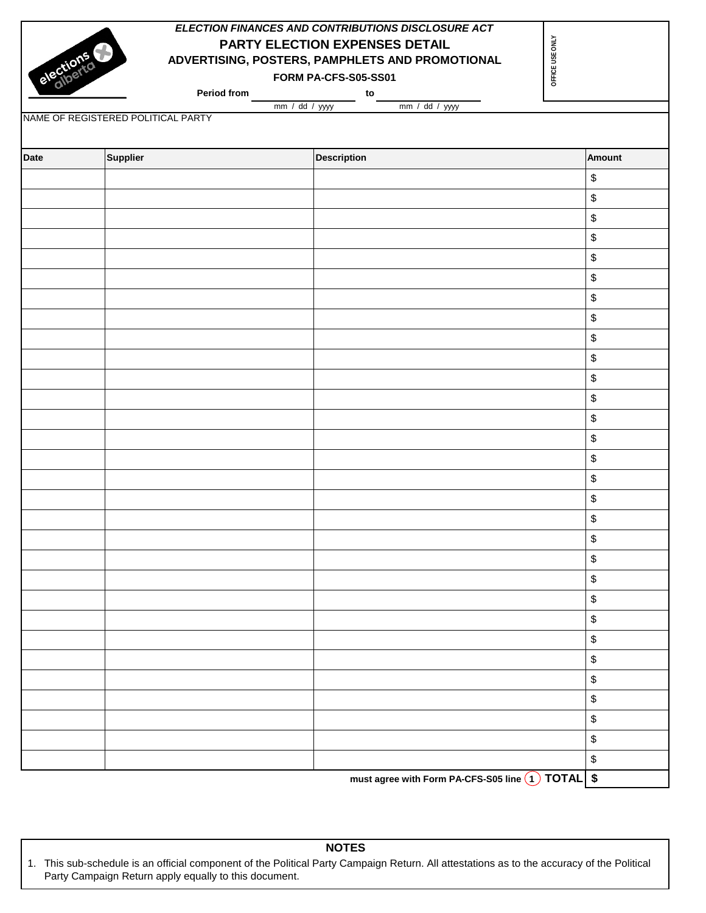*ELECTION FINANCES AND CONTRIBUTIONS DISCLOSURE ACT*

# PARTY ELECTION EXPENSES DETAIL

## ADVERTISING, POSTERS, PAMPHLETS AND PROMOTIONAL

**FORM PA-CFS-S05-SS01**

**Period from** ________________ **to** ________________
mm / dd / yyyy                     mm / dd / yyyy

OFFICE USE ONLY

NAME OF REGISTERED POLITICAL PARTY

| Date | Supplier | Description | Amount |
|---|---|---|---|
| | | | $ |
| | | | $ |
| | | | $ |
| | | | $ |
| | | | $ |
| | | | $ |
| | | | $ |
| | | | $ |
| | | | $ |
| | | | $ |
| | | | $ |
| | | | $ |
| | | | $ |
| | | | $ |
| | | | $ |
| | | | $ |
| | | | $ |
| | | | $ |
| | | | $ |
| | | | $ |
| | | | $ |
| | | | $ |
| | | | $ |
| | | | $ |
| | | | $ |
| | | | $ |
| | | | $ |
| | | | $ |
| | | | $ |
| | | | $ |
| | | **must agree with Form PA-CFS-S05 line (1) TOTAL** | **$** |

**NOTES**

1. This sub-schedule is an official component of the Political Party Campaign Return. All attestations as to the accuracy of the Political Party Campaign Return apply equally to this document.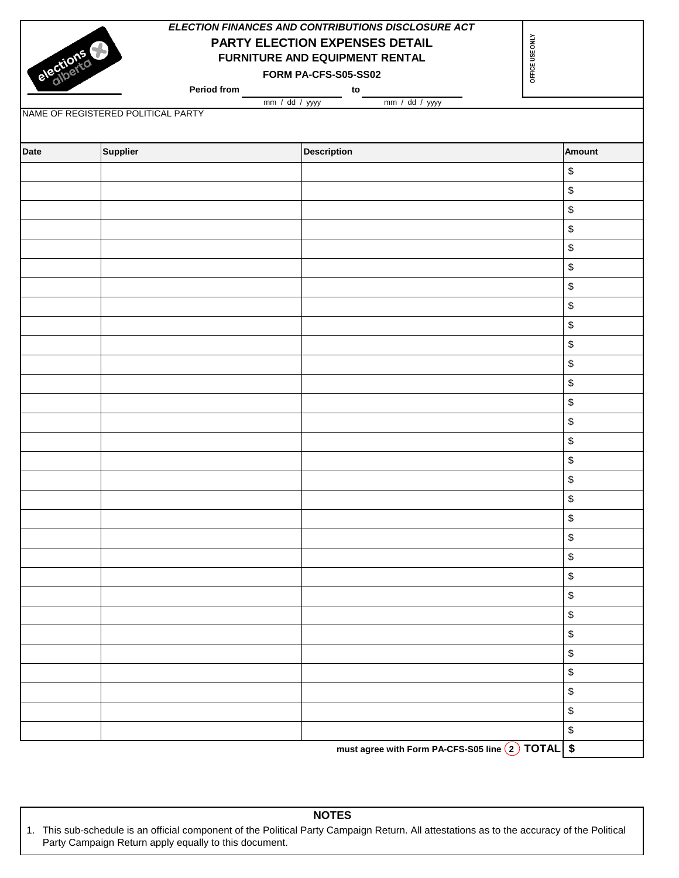*ELECTION FINANCES AND CONTRIBUTIONS DISCLOSURE ACT*

# PARTY ELECTION EXPENSES DETAIL

## FURNITURE AND EQUIPMENT RENTAL

**FORM PA-CFS-S05-SS02**

**Period from** ______________ **to** ______________
mm / dd / yyyy mm / dd / yyyy

OFFICE USE ONLY

NAME OF REGISTERED POLITICAL PARTY

| Date | Supplier | Description | Amount |
|---|---|---|---|
| | | | $ |
| | | | $ |
| | | | $ |
| | | | $ |
| | | | $ |
| | | | $ |
| | | | $ |
| | | | $ |
| | | | $ |
| | | | $ |
| | | | $ |
| | | | $ |
| | | | $ |
| | | | $ |
| | | | $ |
| | | | $ |
| | | | $ |
| | | | $ |
| | | | $ |
| | | | $ |
| | | | $ |
| | | | $ |
| | | | $ |
| | | | $ |
| | | | $ |
| | | | $ |
| | | | $ |
| | | | $ |
| | | | $ |
| | | | $ |
| | | **must agree with Form PA-CFS-S05 line (2) TOTAL** | **$** |

**NOTES**

1. This sub-schedule is an official component of the Political Party Campaign Return. All attestations as to the accuracy of the Political Party Campaign Return apply equally to this document.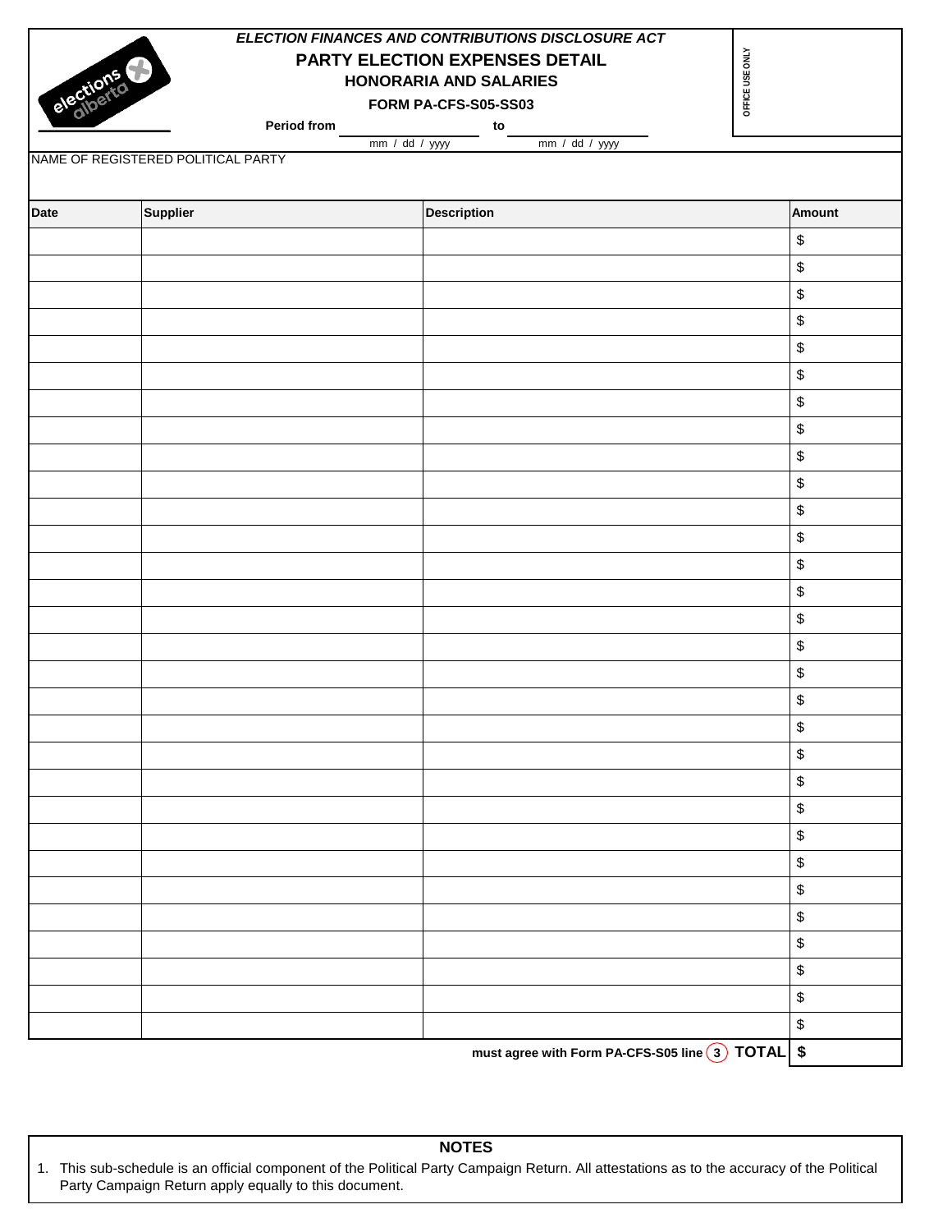*ELECTION FINANCES AND CONTRIBUTIONS DISCLOSURE ACT*

# PARTY ELECTION EXPENSES DETAIL

## HONORARIA AND SALARIES

**FORM PA-CFS-S05-SS03**

OFFICE USE ONLY

**Period from** ____________ **to** ____________
mm / dd / yyyy          mm / dd / yyyy

NAME OF REGISTERED POLITICAL PARTY

| Date | Supplier | Description | Amount |
|---|---|---|---|
| | | | $ |
| | | | $ |
| | | | $ |
| | | | $ |
| | | | $ |
| | | | $ |
| | | | $ |
| | | | $ |
| | | | $ |
| | | | $ |
| | | | $ |
| | | | $ |
| | | | $ |
| | | | $ |
| | | | $ |
| | | | $ |
| | | | $ |
| | | | $ |
| | | | $ |
| | | | $ |
| | | | $ |
| | | | $ |
| | | | $ |
| | | | $ |
| | | | $ |
| | | | $ |
| | | | $ |
| | | | $ |
| | | | $ |
| | | | $ |
| | | **must agree with Form PA-CFS-S05 line (3) TOTAL** | **$** |

**NOTES**

1. This sub-schedule is an official component of the Political Party Campaign Return. All attestations as to the accuracy of the Political Party Campaign Return apply equally to this document.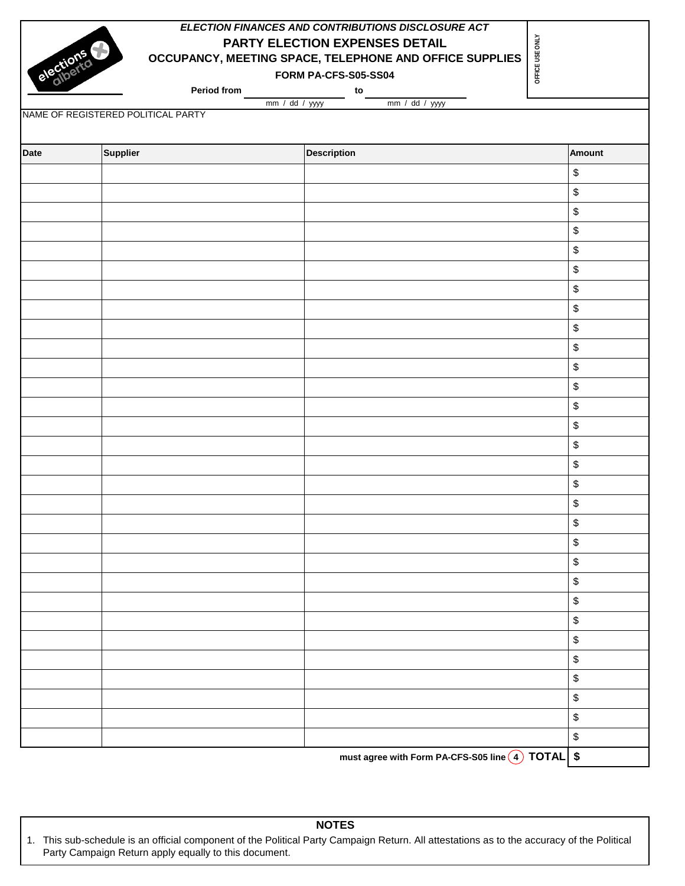*ELECTION FINANCES AND CONTRIBUTIONS DISCLOSURE ACT*

# PARTY ELECTION EXPENSES DETAIL

## OCCUPANCY, MEETING SPACE, TELEPHONE AND OFFICE SUPPLIES

**FORM PA-CFS-S05-SS04**

**Period from** ________________ **to** ________________
mm / dd / yyyy — mm / dd / yyyy

OFFICE USE ONLY

NAME OF REGISTERED POLITICAL PARTY

| Date | Supplier | Description | Amount |
|---|---|---|---|
| | | | $ |
| | | | $ |
| | | | $ |
| | | | $ |
| | | | $ |
| | | | $ |
| | | | $ |
| | | | $ |
| | | | $ |
| | | | $ |
| | | | $ |
| | | | $ |
| | | | $ |
| | | | $ |
| | | | $ |
| | | | $ |
| | | | $ |
| | | | $ |
| | | | $ |
| | | | $ |
| | | | $ |
| | | | $ |
| | | | $ |
| | | | $ |
| | | | $ |
| | | | $ |
| | | | $ |
| | | | $ |
| | | | $ |
| | | | $ |
| | | **must agree with Form PA-CFS-S05 line (4) TOTAL** | **$** |

**NOTES**

1. This sub-schedule is an official component of the Political Party Campaign Return. All attestations as to the accuracy of the Political Party Campaign Return apply equally to this document.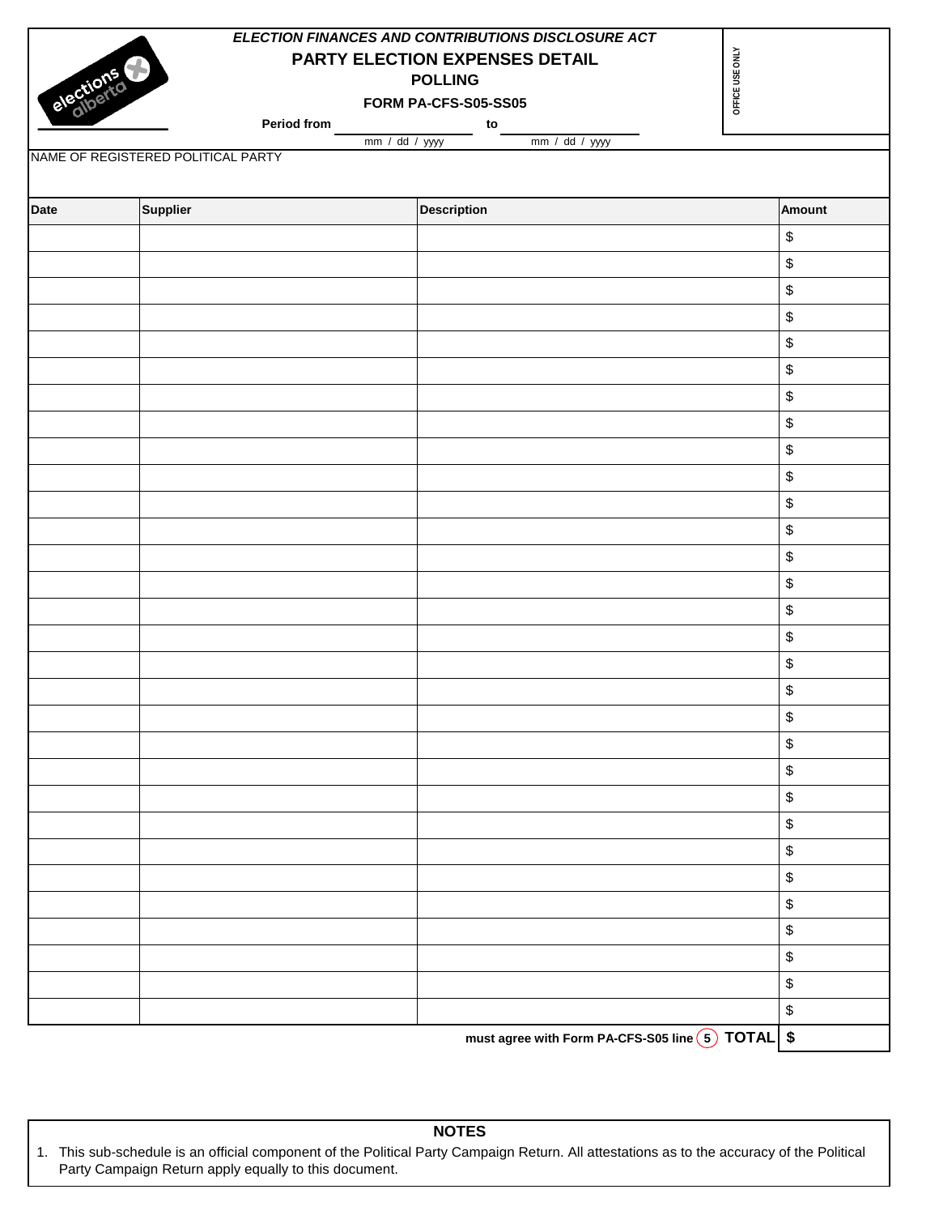*ELECTION FINANCES AND CONTRIBUTIONS DISCLOSURE ACT*

# PARTY ELECTION EXPENSES DETAIL

## POLLING

**FORM PA-CFS-S05-SS05**

**Period from** ______________ **to** ______________
mm / dd / yyyy        mm / dd / yyyy

OFFICE USE ONLY

NAME OF REGISTERED POLITICAL PARTY

| Date | Supplier | Description | Amount |
|---|---|---|---|
| | | | $ |
| | | | $ |
| | | | $ |
| | | | $ |
| | | | $ |
| | | | $ |
| | | | $ |
| | | | $ |
| | | | $ |
| | | | $ |
| | | | $ |
| | | | $ |
| | | | $ |
| | | | $ |
| | | | $ |
| | | | $ |
| | | | $ |
| | | | $ |
| | | | $ |
| | | | $ |
| | | | $ |
| | | | $ |
| | | | $ |
| | | | $ |
| | | | $ |
| | | | $ |
| | | | $ |
| | | | $ |
| | | | $ |
| | | | $ |
| | | **must agree with Form PA-CFS-S05 line (5) TOTAL** | **$** |

**NOTES**

1. This sub-schedule is an official component of the Political Party Campaign Return. All attestations as to the accuracy of the Political Party Campaign Return apply equally to this document.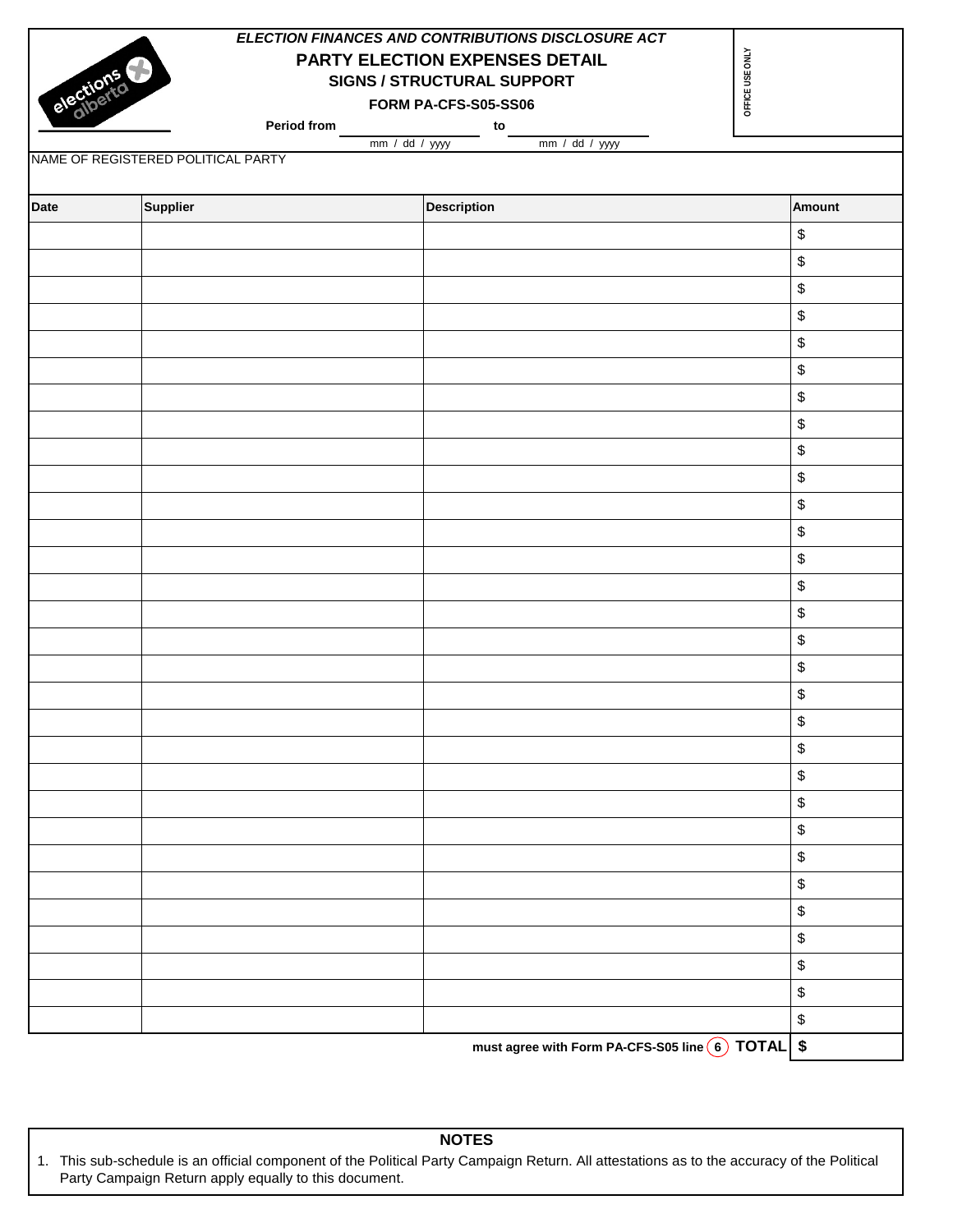*ELECTION FINANCES AND CONTRIBUTIONS DISCLOSURE ACT*

# PARTY ELECTION EXPENSES DETAIL

## SIGNS / STRUCTURAL SUPPORT

**FORM PA-CFS-S05-SS06**

**Period from** ______________ **to** ______________
mm / dd / yyyy — mm / dd / yyyy

OFFICE USE ONLY

NAME OF REGISTERED POLITICAL PARTY

| Date | Supplier | Description | Amount |
|---|---|---|---|
| | | | $ |
| | | | $ |
| | | | $ |
| | | | $ |
| | | | $ |
| | | | $ |
| | | | $ |
| | | | $ |
| | | | $ |
| | | | $ |
| | | | $ |
| | | | $ |
| | | | $ |
| | | | $ |
| | | | $ |
| | | | $ |
| | | | $ |
| | | | $ |
| | | | $ |
| | | | $ |
| | | | $ |
| | | | $ |
| | | | $ |
| | | | $ |
| | | | $ |
| | | | $ |
| | | | $ |
| | | | $ |
| | | | $ |
| | | | $ |
| | | must agree with Form PA-CFS-S05 line (6) **TOTAL** | **$** |

## NOTES

1. This sub-schedule is an official component of the Political Party Campaign Return. All attestations as to the accuracy of the Political Party Campaign Return apply equally to this document.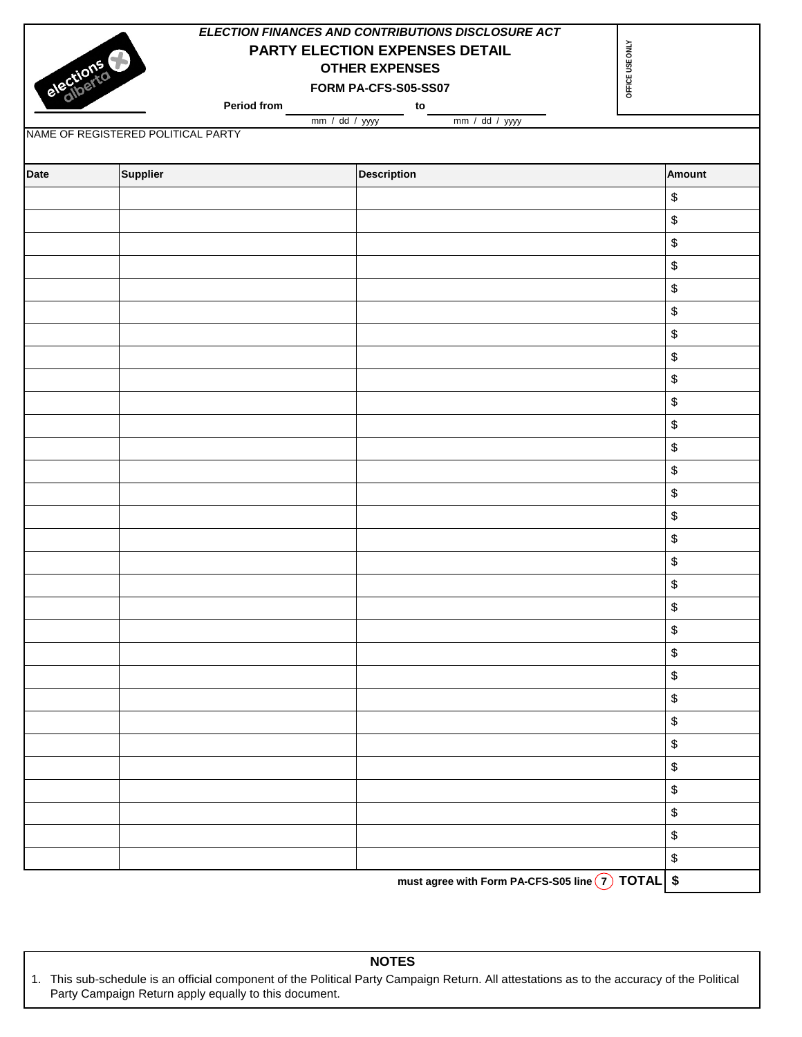*ELECTION FINANCES AND CONTRIBUTIONS DISCLOSURE ACT*

# PARTY ELECTION EXPENSES DETAIL

## OTHER EXPENSES

**FORM PA-CFS-S05-SS07**

**Period from** ______________ **to** ______________
mm / dd / yyyy mm / dd / yyyy

OFFICE USE ONLY

NAME OF REGISTERED POLITICAL PARTY

| Date | Supplier | Description | Amount |
|---|---|---|---|
| | | | $ |
| | | | $ |
| | | | $ |
| | | | $ |
| | | | $ |
| | | | $ |
| | | | $ |
| | | | $ |
| | | | $ |
| | | | $ |
| | | | $ |
| | | | $ |
| | | | $ |
| | | | $ |
| | | | $ |
| | | | $ |
| | | | $ |
| | | | $ |
| | | | $ |
| | | | $ |
| | | | $ |
| | | | $ |
| | | | $ |
| | | | $ |
| | | | $ |
| | | | $ |
| | | | $ |
| | | | $ |
| | | | $ |
| | | | $ |
| | | **must agree with Form PA-CFS-S05 line (7) TOTAL** | **$** |

**NOTES**

1. This sub-schedule is an official component of the Political Party Campaign Return. All attestations as to the accuracy of the Political Party Campaign Return apply equally to this document.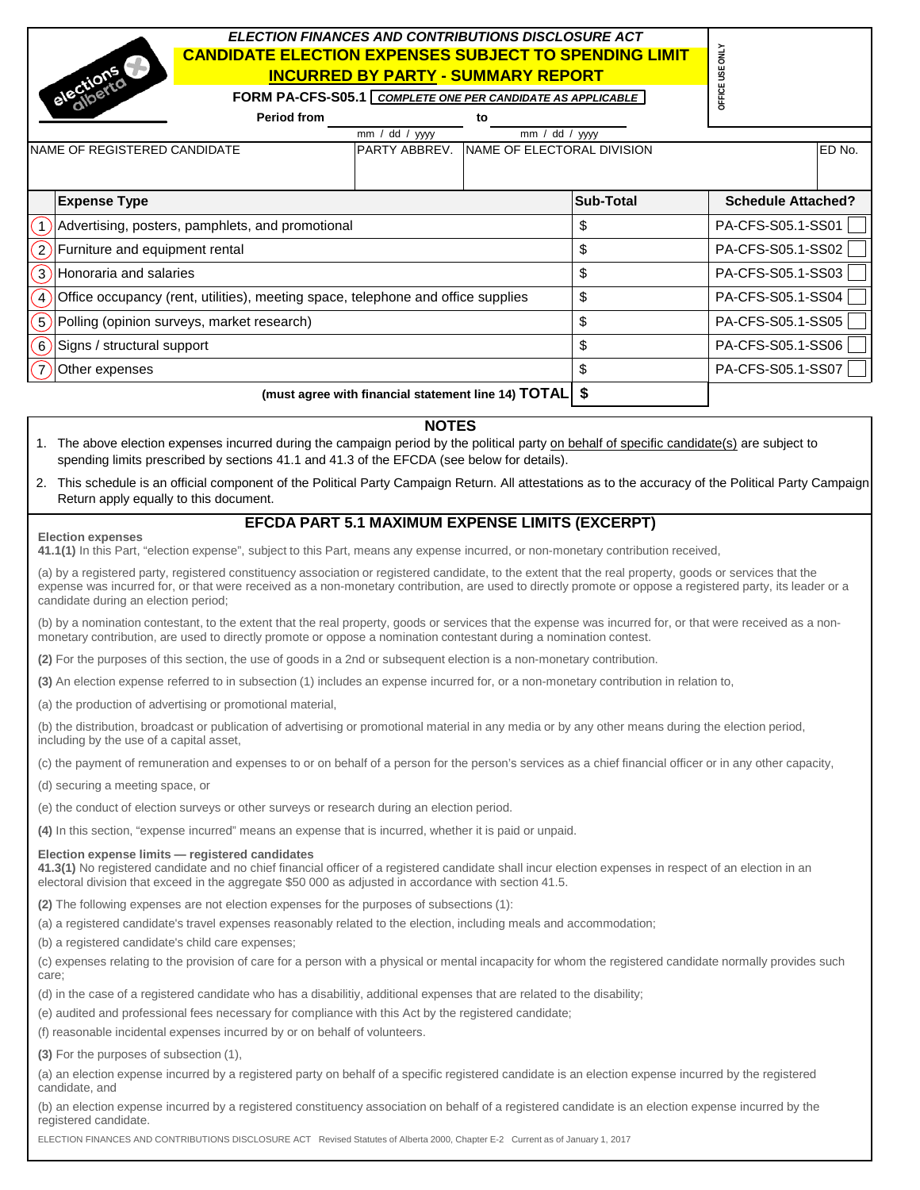ELECTION FINANCES AND CONTRIBUTIONS DISCLOSURE ACT

# CANDIDATE ELECTION EXPENSES SUBJECT TO SPENDING LIMIT INCURRED BY PARTY - SUMMARY REPORT

**FORM PA-CFS-S05.1** *COMPLETE ONE PER CANDIDATE AS APPLICABLE*

OFFICE USE ONLY

**Period from** ____________ **to** ____________
mm / dd / yyyy — mm / dd / yyyy

| NAME OF REGISTERED CANDIDATE | PARTY ABBREV. | NAME OF ELECTORAL DIVISION | ED No. |
|---|---|---|---|
| | | | |

| | Expense Type | Sub-Total | Schedule Attached? |
|---|---|---|---|
| 1 | Advertising, posters, pamphlets, and promotional | $ | PA-CFS-S05.1-SS01 ☐ |
| 2 | Furniture and equipment rental | $ | PA-CFS-S05.1-SS02 ☐ |
| 3 | Honoraria and salaries | $ | PA-CFS-S05.1-SS03 ☐ |
| 4 | Office occupancy (rent, utilities), meeting space, telephone and office supplies | $ | PA-CFS-S05.1-SS04 ☐ |
| 5 | Polling (opinion surveys, market research) | $ | PA-CFS-S05.1-SS05 ☐ |
| 6 | Signs / structural support | $ | PA-CFS-S05.1-SS06 ☐ |
| 7 | Other expenses | $ | PA-CFS-S05.1-SS07 ☐ |
| | **(must agree with financial statement line 14) TOTAL** | **$** | |

## NOTES

1. The above election expenses incurred during the campaign period by the political party on behalf of specific candidate(s) are subject to spending limits prescribed by sections 41.1 and 41.3 of the EFCDA (see below for details).
2. This schedule is an official component of the Political Party Campaign Return. All attestations as to the accuracy of the Political Party Campaign Return apply equally to this document.

## EFCDA PART 5.1 MAXIMUM EXPENSE LIMITS (EXCERPT)

**Election expenses**

**41.1(1)** In this Part, "election expense", subject to this Part, means any expense incurred, or non-monetary contribution received,

(a) by a registered party, registered constituency association or registered candidate, to the extent that the real property, goods or services that the expense was incurred for, or that were received as a non-monetary contribution, are used to directly promote or oppose a registered party, its leader or a candidate during an election period;

(b) by a nomination contestant, to the extent that the real property, goods or services that the expense was incurred for, or that were received as a non-monetary contribution, are used to directly promote or oppose a nomination contestant during a nomination contest.

**(2)** For the purposes of this section, the use of goods in a 2nd or subsequent election is a non-monetary contribution.

**(3)** An election expense referred to in subsection (1) includes an expense incurred for, or a non-monetary contribution in relation to,

(a) the production of advertising or promotional material,

(b) the distribution, broadcast or publication of advertising or promotional material in any media or by any other means during the election period, including by the use of a capital asset,

(c) the payment of remuneration and expenses to or on behalf of a person for the person's services as a chief financial officer or in any other capacity,

(d) securing a meeting space, or

(e) the conduct of election surveys or other surveys or research during an election period.

**(4)** In this section, "expense incurred" means an expense that is incurred, whether it is paid or unpaid.

**Election expense limits — registered candidates**

**41.3(1)** No registered candidate and no chief financial officer of a registered candidate shall incur election expenses in respect of an election in an electoral division that exceed in the aggregate $50 000 as adjusted in accordance with section 41.5.

**(2)** The following expenses are not election expenses for the purposes of subsections (1):

(a) a registered candidate's travel expenses reasonably related to the election, including meals and accommodation;

(b) a registered candidate's child care expenses;

(c) expenses relating to the provision of care for a person with a physical or mental incapacity for whom the registered candidate normally provides such care;

(d) in the case of a registered candidate who has a disabilitiy, additional expenses that are related to the disability;

(e) audited and professional fees necessary for compliance with this Act by the registered candidate;

(f) reasonable incidental expenses incurred by or on behalf of volunteers.

**(3)** For the purposes of subsection (1),

(a) an election expense incurred by a registered party on behalf of a specific registered candidate is an election expense incurred by the registered candidate, and

(b) an election expense incurred by a registered constituency association on behalf of a registered candidate is an election expense incurred by the registered candidate.

ELECTION FINANCES AND CONTRIBUTIONS DISCLOSURE ACT Revised Statutes of Alberta 2000, Chapter E-2 Current as of January 1, 2017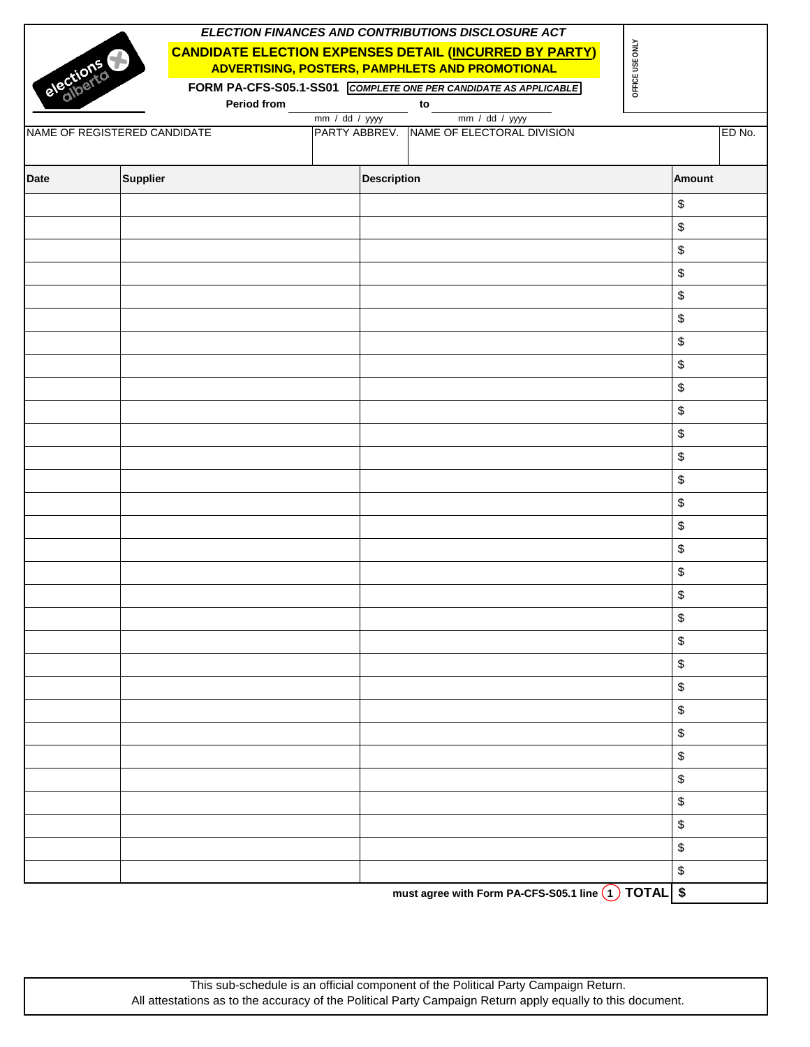*ELECTION FINANCES AND CONTRIBUTIONS DISCLOSURE ACT*

## CANDIDATE ELECTION EXPENSES DETAIL (INCURRED BY PARTY)

### ADVERTISING, POSTERS, PAMPHLETS AND PROMOTIONAL

**FORM PA-CFS-S05.1-SS01** ***COMPLETE ONE PER CANDIDATE AS APPLICABLE***

OFFICE USE ONLY

**Period from** ______________ **to** ______________
mm / dd / yyyy mm / dd / yyyy

| NAME OF REGISTERED CANDIDATE | PARTY ABBREV. | NAME OF ELECTORAL DIVISION | ED No. |
| --- | --- | --- | --- |
| | | | |

| Date | Supplier | Description | Amount |
| --- | --- | --- | --- |
| | | | $ |
| | | | $ |
| | | | $ |
| | | | $ |
| | | | $ |
| | | | $ |
| | | | $ |
| | | | $ |
| | | | $ |
| | | | $ |
| | | | $ |
| | | | $ |
| | | | $ |
| | | | $ |
| | | | $ |
| | | | $ |
| | | | $ |
| | | | $ |
| | | | $ |
| | | | $ |
| | | | $ |
| | | | $ |
| | | | $ |
| | | | $ |
| | | | $ |
| | | | $ |
| | | | $ |
| | | | $ |
| | | | $ |
| | | | $ |
| | | **must agree with Form PA-CFS-S05.1 line (1) TOTAL** | **$** |

This sub-schedule is an official component of the Political Party Campaign Return.
All attestations as to the accuracy of the Political Party Campaign Return apply equally to this document.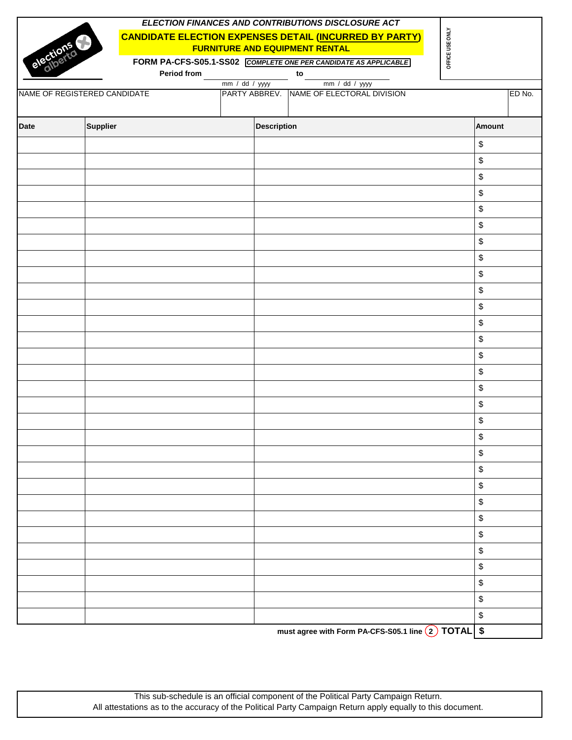*ELECTION FINANCES AND CONTRIBUTIONS DISCLOSURE ACT*

# CANDIDATE ELECTION EXPENSES DETAIL (INCURRED BY PARTY)

## FURNITURE AND EQUIPMENT RENTAL

**FORM PA-CFS-S05.1-SS02** ***COMPLETE ONE PER CANDIDATE AS APPLICABLE***

OFFICE USE ONLY

**Period from** ____________ **to** ____________
mm / dd / yyyy mm / dd / yyyy

| NAME OF REGISTERED CANDIDATE | PARTY ABBREV. | NAME OF ELECTORAL DIVISION | ED No. |
|---|---|---|---|
| | | | |

| Date | Supplier | Description | Amount |
|---|---|---|---|
| | | | $ |
| | | | $ |
| | | | $ |
| | | | $ |
| | | | $ |
| | | | $ |
| | | | $ |
| | | | $ |
| | | | $ |
| | | | $ |
| | | | $ |
| | | | $ |
| | | | $ |
| | | | $ |
| | | | $ |
| | | | $ |
| | | | $ |
| | | | $ |
| | | | $ |
| | | | $ |
| | | | $ |
| | | | $ |
| | | | $ |
| | | | $ |
| | | | $ |
| | | | $ |
| | | | $ |
| | | | $ |
| | | | $ |
| | | | $ |
| | | **must agree with Form PA-CFS-S05.1 line (2) TOTAL** | **$** |

This sub-schedule is an official component of the Political Party Campaign Return.
All attestations as to the accuracy of the Political Party Campaign Return apply equally to this document.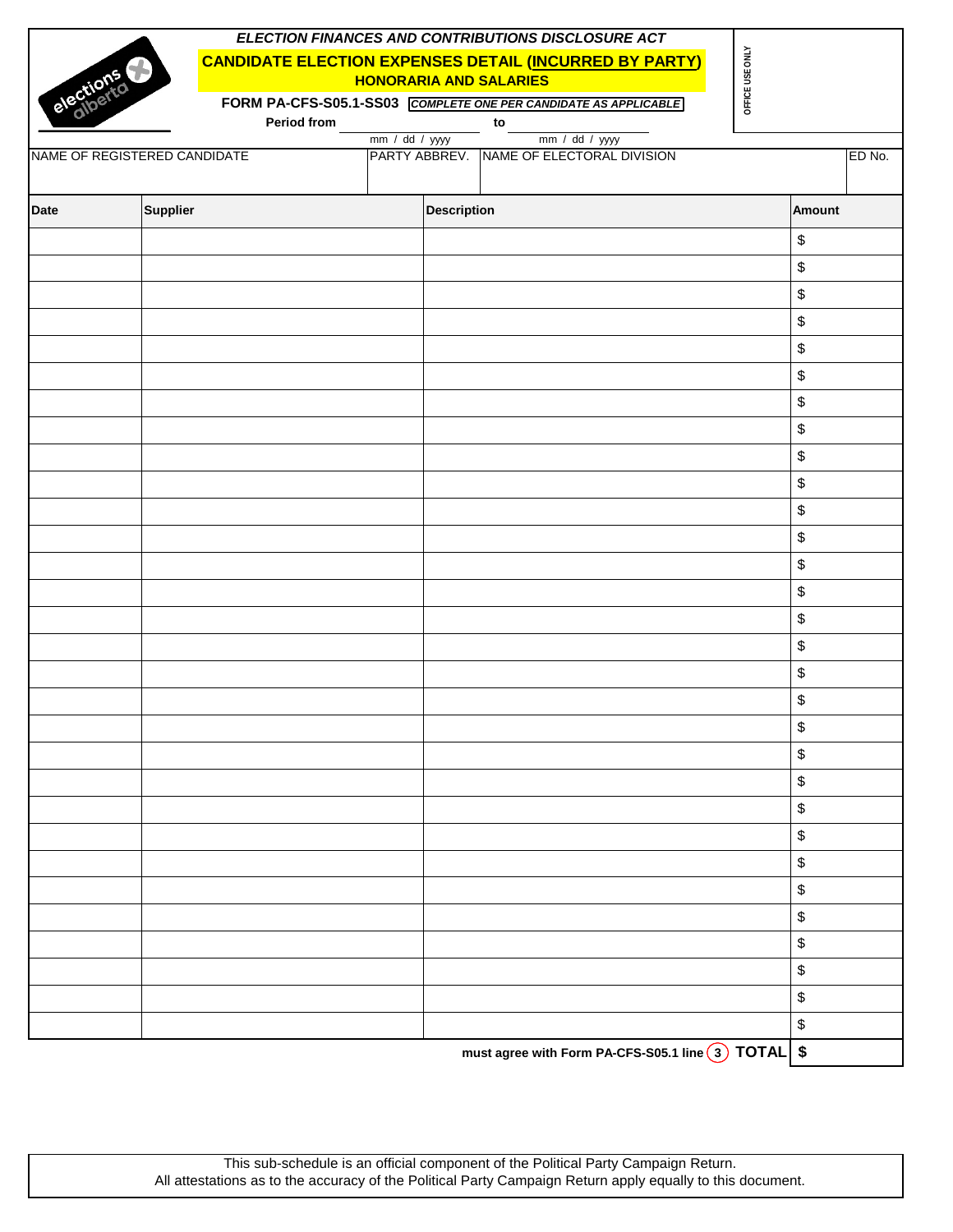*ELECTION FINANCES AND CONTRIBUTIONS DISCLOSURE ACT*

# CANDIDATE ELECTION EXPENSES DETAIL (INCURRED BY PARTY)

## HONORARIA AND SALARIES

**FORM PA-CFS-S05.1-SS03** ***COMPLETE ONE PER CANDIDATE AS APPLICABLE***

OFFICE USE ONLY

**Period from** ____________ **to** ____________
mm / dd / yyyy mm / dd / yyyy

| NAME OF REGISTERED CANDIDATE | PARTY ABBREV. | NAME OF ELECTORAL DIVISION | ED No. |
|---|---|---|---|
| | | | |

| Date | Supplier | Description | Amount |
|---|---|---|---|
| | | | $ |
| | | | $ |
| | | | $ |
| | | | $ |
| | | | $ |
| | | | $ |
| | | | $ |
| | | | $ |
| | | | $ |
| | | | $ |
| | | | $ |
| | | | $ |
| | | | $ |
| | | | $ |
| | | | $ |
| | | | $ |
| | | | $ |
| | | | $ |
| | | | $ |
| | | | $ |
| | | | $ |
| | | | $ |
| | | | $ |
| | | | $ |
| | | | $ |
| | | | $ |
| | | | $ |
| | | | $ |
| | | | $ |
| | | | $ |
| | | **must agree with Form PA-CFS-S05.1 line (3) TOTAL** | **$** |

This sub-schedule is an official component of the Political Party Campaign Return.
All attestations as to the accuracy of the Political Party Campaign Return apply equally to this document.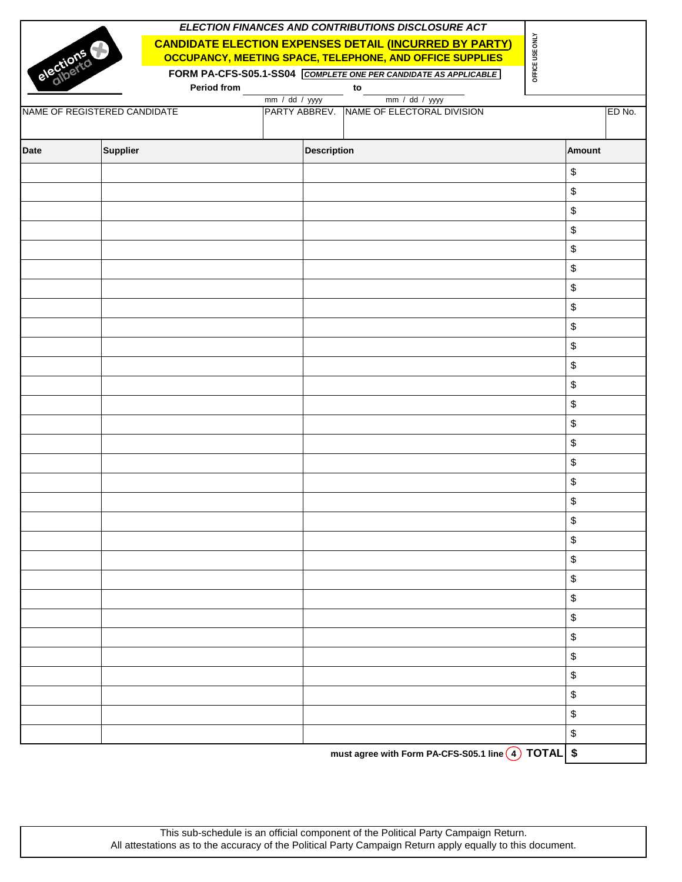elections alberta

***ELECTION FINANCES AND CONTRIBUTIONS DISCLOSURE ACT***

## CANDIDATE ELECTION EXPENSES DETAIL (INCURRED BY PARTY)

### OCCUPANCY, MEETING SPACE, TELEPHONE, AND OFFICE SUPPLIES

**FORM PA-CFS-S05.1-SS04** ***COMPLETE ONE PER CANDIDATE AS APPLICABLE***

OFFICE USE ONLY

**Period from** ____________ **to** ____________
mm / dd / yyyy mm / dd / yyyy

| NAME OF REGISTERED CANDIDATE | PARTY ABBREV. | NAME OF ELECTORAL DIVISION | ED No. |
|---|---|---|---|
| | | | |

| Date | Supplier | Description | Amount |
|---|---|---|---|
| | | | $ |
| | | | $ |
| | | | $ |
| | | | $ |
| | | | $ |
| | | | $ |
| | | | $ |
| | | | $ |
| | | | $ |
| | | | $ |
| | | | $ |
| | | | $ |
| | | | $ |
| | | | $ |
| | | | $ |
| | | | $ |
| | | | $ |
| | | | $ |
| | | | $ |
| | | | $ |
| | | | $ |
| | | | $ |
| | | | $ |
| | | | $ |
| | | | $ |
| | | | $ |
| | | | $ |
| | | | $ |
| | | | $ |
| | | | $ |
| | | **must agree with Form PA-CFS-S05.1 line (4) TOTAL** | **$** |

This sub-schedule is an official component of the Political Party Campaign Return.
All attestations as to the accuracy of the Political Party Campaign Return apply equally to this document.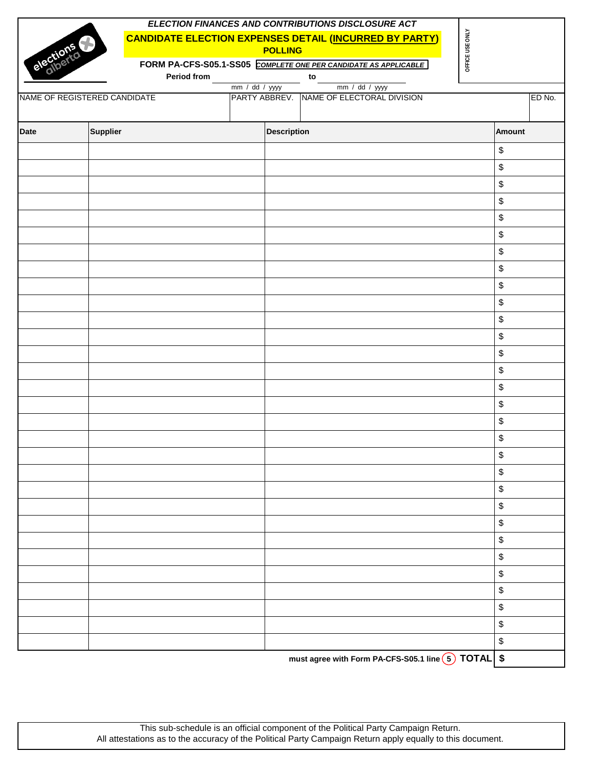elections alberta

*ELECTION FINANCES AND CONTRIBUTIONS DISCLOSURE ACT*

## CANDIDATE ELECTION EXPENSES DETAIL (INCURRED BY PARTY)

**POLLING**

**FORM PA-CFS-S05.1-SS05** ***COMPLETE ONE PER CANDIDATE AS APPLICABLE***

OFFICE USE ONLY

**Period from** ____________ **to** ____________
mm / dd / yyyy mm / dd / yyyy

| NAME OF REGISTERED CANDIDATE | PARTY ABBREV. | NAME OF ELECTORAL DIVISION | ED No. |
|---|---|---|---|
| | | | |

| Date | Supplier | Description | Amount |
|---|---|---|---|
| | | | $ |
| | | | $ |
| | | | $ |
| | | | $ |
| | | | $ |
| | | | $ |
| | | | $ |
| | | | $ |
| | | | $ |
| | | | $ |
| | | | $ |
| | | | $ |
| | | | $ |
| | | | $ |
| | | | $ |
| | | | $ |
| | | | $ |
| | | | $ |
| | | | $ |
| | | | $ |
| | | | $ |
| | | | $ |
| | | | $ |
| | | | $ |
| | | | $ |
| | | | $ |
| | | | $ |
| | | | $ |
| | | | $ |
| | | | $ |
| | | **must agree with Form PA-CFS-S05.1 line (5) TOTAL** | **$** |

This sub-schedule is an official component of the Political Party Campaign Return.
All attestations as to the accuracy of the Political Party Campaign Return apply equally to this document.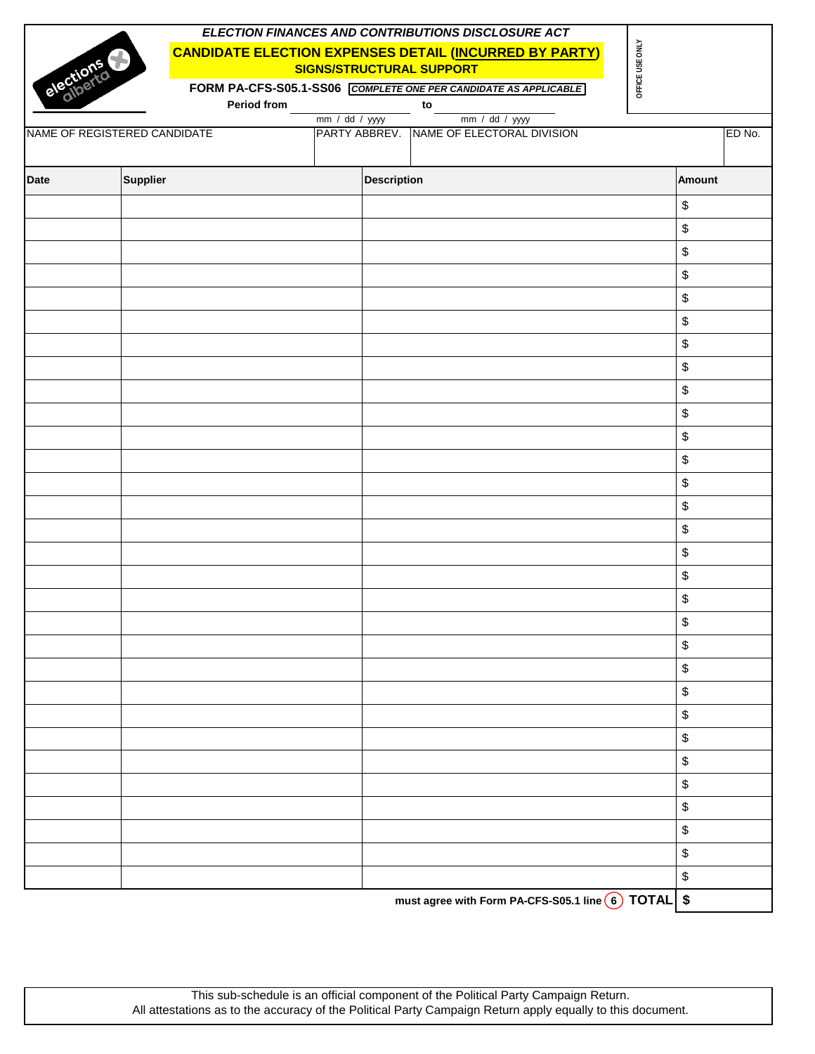elections alberta

*ELECTION FINANCES AND CONTRIBUTIONS DISCLOSURE ACT*

**CANDIDATE ELECTION EXPENSES DETAIL (INCURRED BY PARTY)**

**SIGNS/STRUCTURAL SUPPORT**

**FORM PA-CFS-S05.1-SS06** ***COMPLETE ONE PER CANDIDATE AS APPLICABLE***

OFFICE USE ONLY

**Period from** ____________ **to** ____________
mm / dd / yyyy mm / dd / yyyy

| NAME OF REGISTERED CANDIDATE | PARTY ABBREV. | NAME OF ELECTORAL DIVISION | ED No. |
|---|---|---|---|
| | | | |

| Date | Supplier | Description | Amount |
|---|---|---|---|
| | | | $ |
| | | | $ |
| | | | $ |
| | | | $ |
| | | | $ |
| | | | $ |
| | | | $ |
| | | | $ |
| | | | $ |
| | | | $ |
| | | | $ |
| | | | $ |
| | | | $ |
| | | | $ |
| | | | $ |
| | | | $ |
| | | | $ |
| | | | $ |
| | | | $ |
| | | | $ |
| | | | $ |
| | | | $ |
| | | | $ |
| | | | $ |
| | | | $ |
| | | | $ |
| | | | $ |
| | | | $ |
| | | | $ |
| | | | $ |
| | | **must agree with Form PA-CFS-S05.1 line (6) TOTAL** | **$** |

This sub-schedule is an official component of the Political Party Campaign Return.
All attestations as to the accuracy of the Political Party Campaign Return apply equally to this document.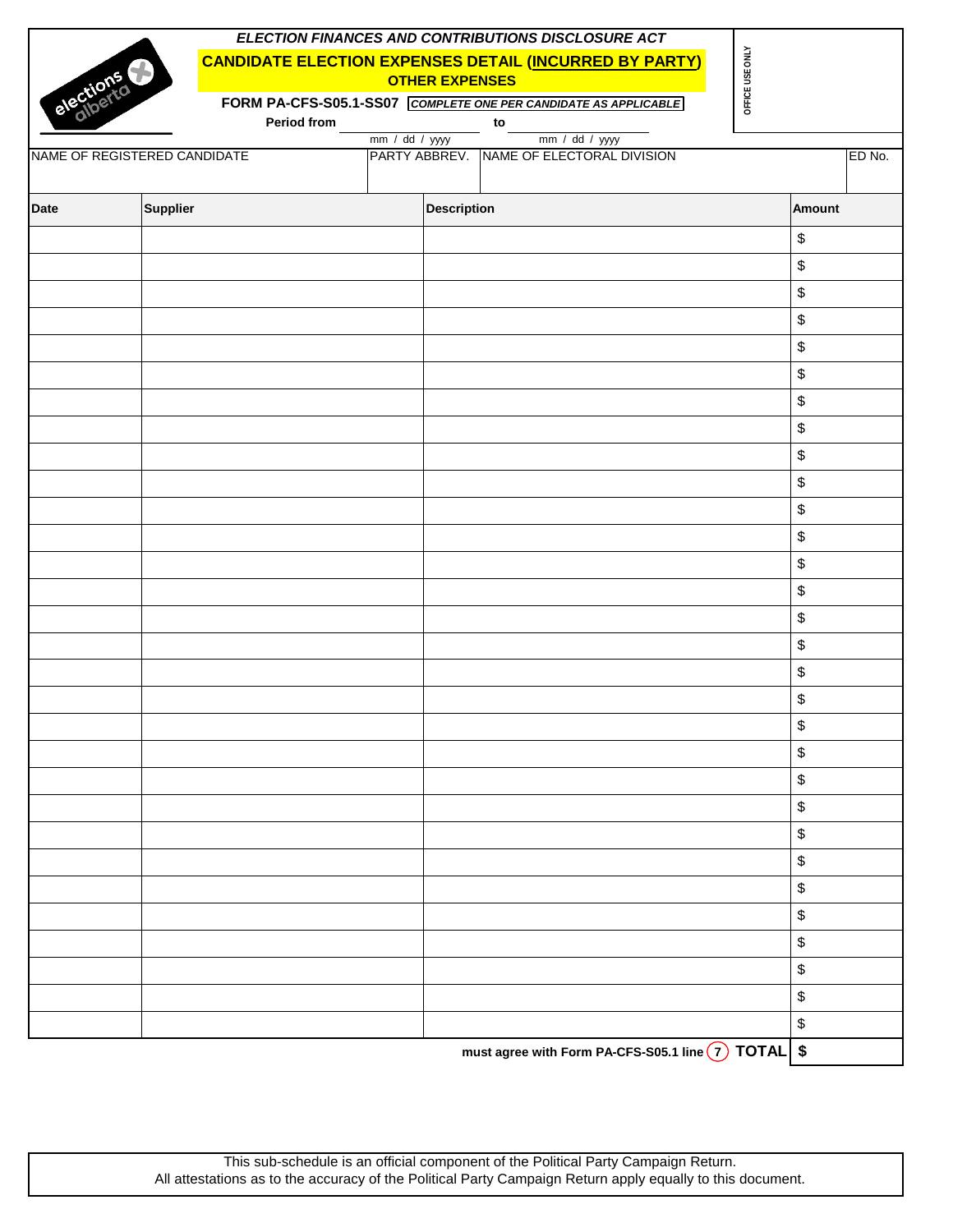*ELECTION FINANCES AND CONTRIBUTIONS DISCLOSURE ACT*

## CANDIDATE ELECTION EXPENSES DETAIL (INCURRED BY PARTY)

### OTHER EXPENSES

**FORM PA-CFS-S05.1-SS07** ***COMPLETE ONE PER CANDIDATE AS APPLICABLE***

OFFICE USE ONLY

**Period from** ______________ **to** ______________
mm / dd / yyyy — mm / dd / yyyy

| NAME OF REGISTERED CANDIDATE | PARTY ABBREV. | NAME OF ELECTORAL DIVISION | ED No. |
|---|---|---|---|
| | | | |

| Date | Supplier | Description | Amount |
|---|---|---|---|
| | | | $ |
| | | | $ |
| | | | $ |
| | | | $ |
| | | | $ |
| | | | $ |
| | | | $ |
| | | | $ |
| | | | $ |
| | | | $ |
| | | | $ |
| | | | $ |
| | | | $ |
| | | | $ |
| | | | $ |
| | | | $ |
| | | | $ |
| | | | $ |
| | | | $ |
| | | | $ |
| | | | $ |
| | | | $ |
| | | | $ |
| | | | $ |
| | | | $ |
| | | | $ |
| | | | $ |
| | | | $ |
| | | | $ |
| | | | $ |
| | | **must agree with Form PA-CFS-S05.1 line (7) TOTAL** | **$** |

This sub-schedule is an official component of the Political Party Campaign Return.
All attestations as to the accuracy of the Political Party Campaign Return apply equally to this document.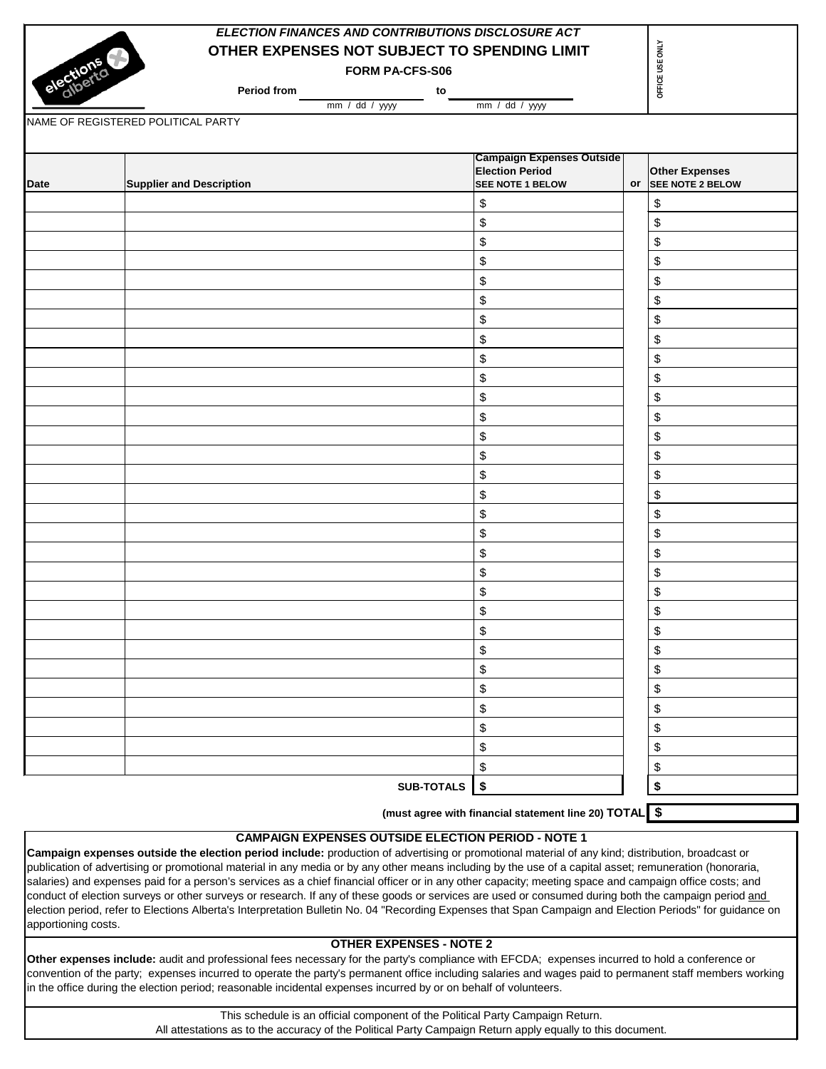*ELECTION FINANCES AND CONTRIBUTIONS DISCLOSURE ACT*

# OTHER EXPENSES NOT SUBJECT TO SPENDING LIMIT

**FORM PA-CFS-S06**

**Period from** ________________ **to** ________________
mm / dd / yyyy                mm / dd / yyyy

OFFICE USE ONLY

NAME OF REGISTERED POLITICAL PARTY

| Date | Supplier and Description | Campaign Expenses Outside Election Period SEE NOTE 1 BELOW | or | Other Expenses SEE NOTE 2 BELOW |
|---|---|---|---|---|
| | | $ | | $ |
| | | $ | | $ |
| | | $ | | $ |
| | | $ | | $ |
| | | $ | | $ |
| | | $ | | $ |
| | | $ | | $ |
| | | $ | | $ |
| | | $ | | $ |
| | | $ | | $ |
| | | $ | | $ |
| | | $ | | $ |
| | | $ | | $ |
| | | $ | | $ |
| | | $ | | $ |
| | | $ | | $ |
| | | $ | | $ |
| | | $ | | $ |
| | | $ | | $ |
| | | $ | | $ |
| | | $ | | $ |
| | | $ | | $ |
| | | $ | | $ |
| | | $ | | $ |
| | | $ | | $ |
| | | $ | | $ |
| | | $ | | $ |
| | | $ | | $ |
| | | $ | | $ |
| | | $ | | $ |
| | | $ | | $ |
| | **SUB-TOTALS** | **$** | | **$** |

(must agree with financial statement line 20) **TOTAL** **$**

### CAMPAIGN EXPENSES OUTSIDE ELECTION PERIOD - NOTE 1

**Campaign expenses outside the election period include:** production of advertising or promotional material of any kind; distribution, broadcast or publication of advertising or promotional material in any media or by any other means including by the use of a capital asset; remuneration (honoraria, salaries) and expenses paid for a person's services as a chief financial officer or in any other capacity; meeting space and campaign office costs; and conduct of election surveys or other surveys or research. If any of these goods or services are used or consumed during both the campaign period and election period, refer to Elections Alberta's Interpretation Bulletin No. 04 "Recording Expenses that Span Campaign and Election Periods" for guidance on apportioning costs.

### OTHER EXPENSES - NOTE 2

**Other expenses include:** audit and professional fees necessary for the party's compliance with EFCDA; expenses incurred to hold a conference or convention of the party; expenses incurred to operate the party's permanent office including salaries and wages paid to permanent staff members working in the office during the election period; reasonable incidental expenses incurred by or on behalf of volunteers.

This schedule is an official component of the Political Party Campaign Return.
All attestations as to the accuracy of the Political Party Campaign Return apply equally to this document.